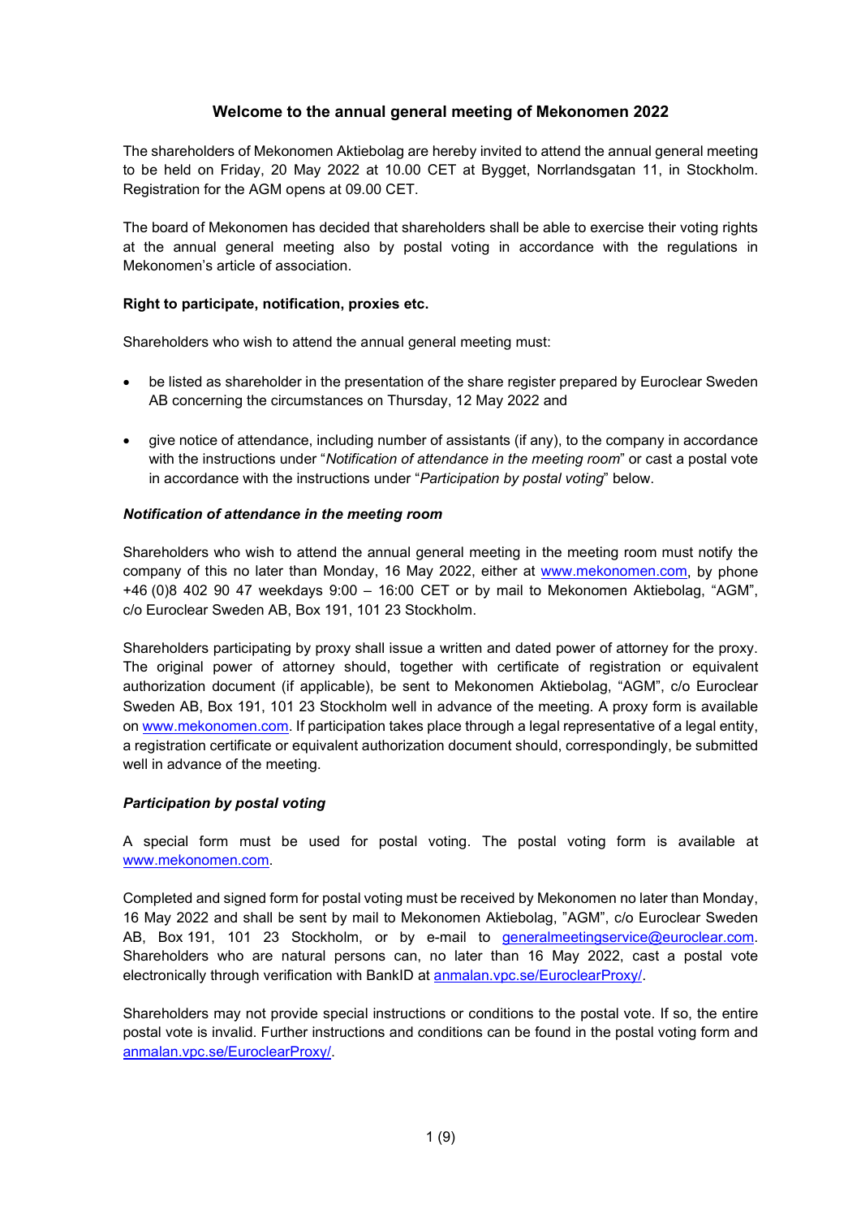# Welcome to the annual general meeting of Mekonomen 2022

The shareholders of Mekonomen Aktiebolag are hereby invited to attend the annual general meeting to be held on Friday, 20 May 2022 at 10.00 CET at Bygget, Norrlandsgatan 11, in Stockholm. Registration for the AGM opens at 09.00 CET.

The board of Mekonomen has decided that shareholders shall be able to exercise their voting rights at the annual general meeting also by postal voting in accordance with the regulations in Mekonomen's article of association.

**Right to participate, notification, proxies etc.**

Shareholders who wish to attend the annual general meeting must:

- be listed as shareholder in the presentation of the share register prepared by Euroclear Sweden AB concerning the circumstances on Thursday, 12 May 2022 and
- give notice of attendance, including number of assistants (if any), to the company in accordance with the instructions under "*Notification of attendance in the meeting room*" or cast a postal vote in accordance with the instructions under "*Participation by postal voting*" below.

***Notification of attendance in the meeting room***

Shareholders who wish to attend the annual general meeting in the meeting room must notify the company of this no later than Monday, 16 May 2022, either at www.mekonomen.com, by phone +46 (0)8 402 90 47 weekdays 9:00 – 16:00 CET or by mail to Mekonomen Aktiebolag, "AGM", c/o Euroclear Sweden AB, Box 191, 101 23 Stockholm.

Shareholders participating by proxy shall issue a written and dated power of attorney for the proxy. The original power of attorney should, together with certificate of registration or equivalent authorization document (if applicable), be sent to Mekonomen Aktiebolag, "AGM", c/o Euroclear Sweden AB, Box 191, 101 23 Stockholm well in advance of the meeting. A proxy form is available on www.mekonomen.com. If participation takes place through a legal representative of a legal entity, a registration certificate or equivalent authorization document should, correspondingly, be submitted well in advance of the meeting.

***Participation by postal voting***

A special form must be used for postal voting. The postal voting form is available at www.mekonomen.com.

Completed and signed form for postal voting must be received by Mekonomen no later than Monday, 16 May 2022 and shall be sent by mail to Mekonomen Aktiebolag, "AGM", c/o Euroclear Sweden AB, Box 191, 101 23 Stockholm, or by e-mail to generalmeetingservice@euroclear.com. Shareholders who are natural persons can, no later than 16 May 2022, cast a postal vote electronically through verification with BankID at anmalan.vpc.se/EuroclearProxy/.

Shareholders may not provide special instructions or conditions to the postal vote. If so, the entire postal vote is invalid. Further instructions and conditions can be found in the postal voting form and anmalan.vpc.se/EuroclearProxy/.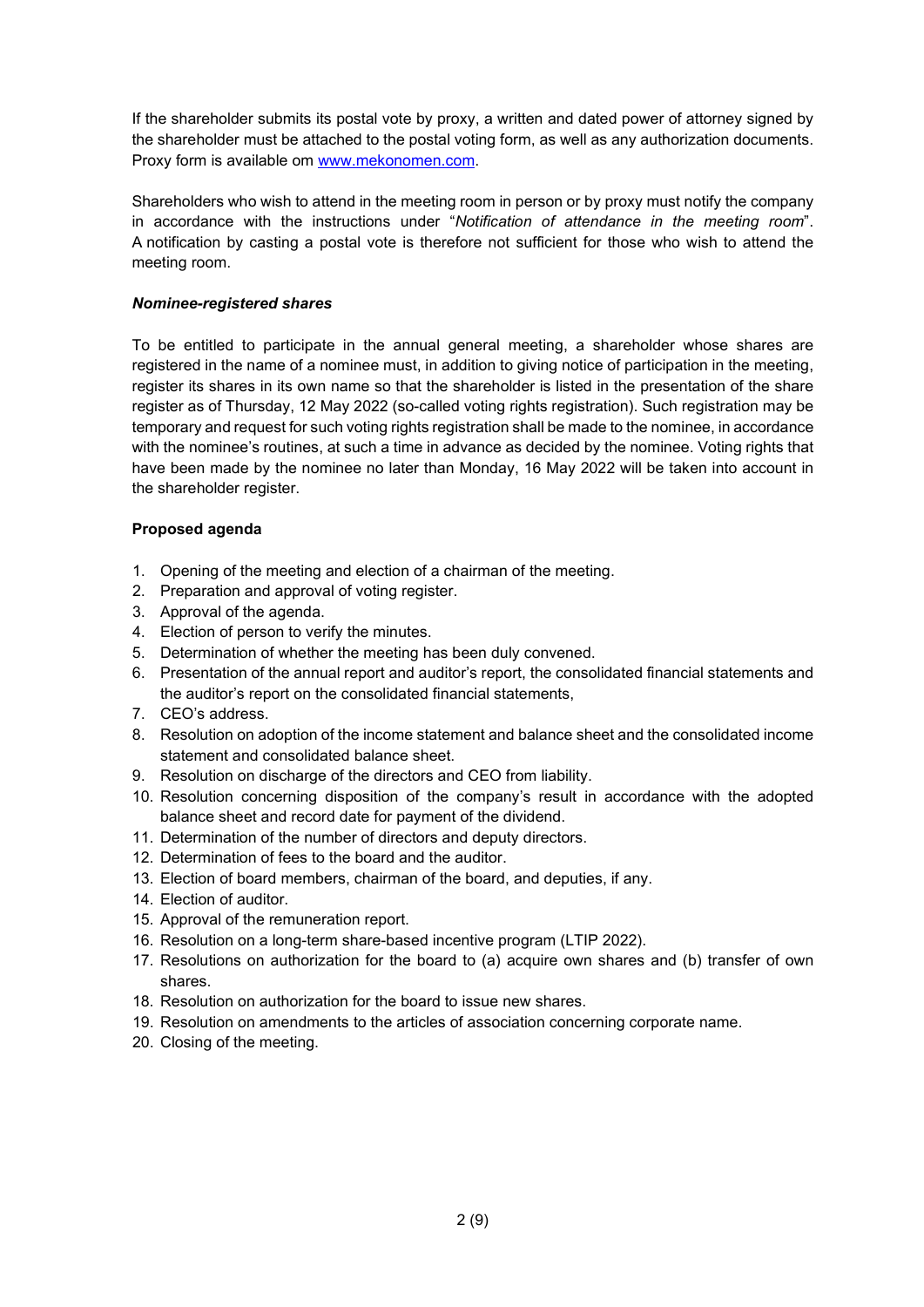If the shareholder submits its postal vote by proxy, a written and dated power of attorney signed by the shareholder must be attached to the postal voting form, as well as any authorization documents. Proxy form is available om [www.mekonomen.com](www.mekonomen.com).

Shareholders who wish to attend in the meeting room in person or by proxy must notify the company in accordance with the instructions under "*Notification of attendance in the meeting room*". A notification by casting a postal vote is therefore not sufficient for those who wish to attend the meeting room.

***Nominee-registered shares***

To be entitled to participate in the annual general meeting, a shareholder whose shares are registered in the name of a nominee must, in addition to giving notice of participation in the meeting, register its shares in its own name so that the shareholder is listed in the presentation of the share register as of Thursday, 12 May 2022 (so-called voting rights registration). Such registration may be temporary and request for such voting rights registration shall be made to the nominee, in accordance with the nominee's routines, at such a time in advance as decided by the nominee. Voting rights that have been made by the nominee no later than Monday, 16 May 2022 will be taken into account in the shareholder register.

**Proposed agenda**

1. Opening of the meeting and election of a chairman of the meeting.
2. Preparation and approval of voting register.
3. Approval of the agenda.
4. Election of person to verify the minutes.
5. Determination of whether the meeting has been duly convened.
6. Presentation of the annual report and auditor's report, the consolidated financial statements and the auditor's report on the consolidated financial statements,
7. CEO's address.
8. Resolution on adoption of the income statement and balance sheet and the consolidated income statement and consolidated balance sheet.
9. Resolution on discharge of the directors and CEO from liability.
10. Resolution concerning disposition of the company's result in accordance with the adopted balance sheet and record date for payment of the dividend.
11. Determination of the number of directors and deputy directors.
12. Determination of fees to the board and the auditor.
13. Election of board members, chairman of the board, and deputies, if any.
14. Election of auditor.
15. Approval of the remuneration report.
16. Resolution on a long-term share-based incentive program (LTIP 2022).
17. Resolutions on authorization for the board to (a) acquire own shares and (b) transfer of own shares.
18. Resolution on authorization for the board to issue new shares.
19. Resolution on amendments to the articles of association concerning corporate name.
20. Closing of the meeting.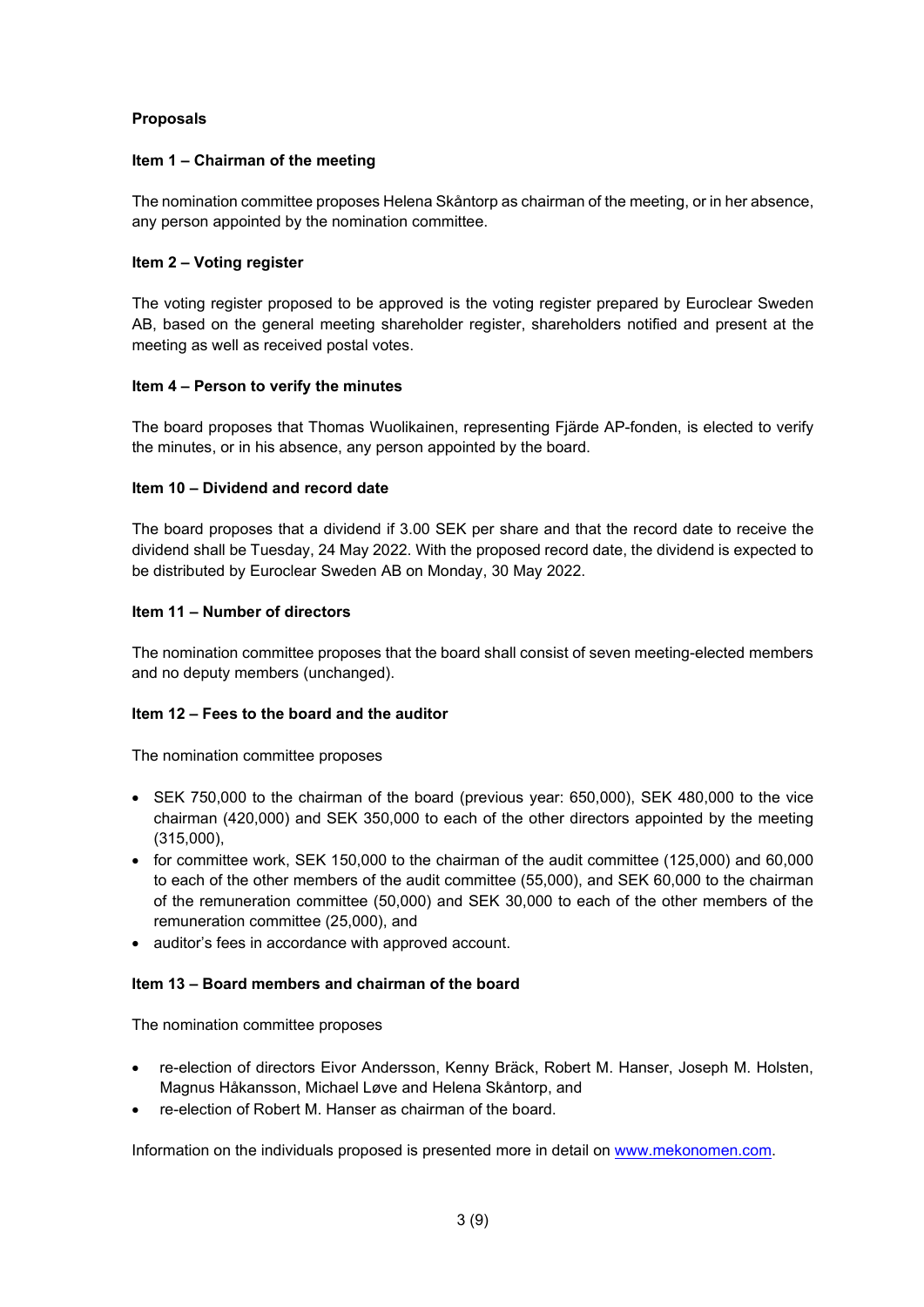**Proposals**

**Item 1 – Chairman of the meeting**

The nomination committee proposes Helena Skåntorp as chairman of the meeting, or in her absence, any person appointed by the nomination committee.

**Item 2 – Voting register**

The voting register proposed to be approved is the voting register prepared by Euroclear Sweden AB, based on the general meeting shareholder register, shareholders notified and present at the meeting as well as received postal votes.

**Item 4 – Person to verify the minutes**

The board proposes that Thomas Wuolikainen, representing Fjärde AP-fonden, is elected to verify the minutes, or in his absence, any person appointed by the board.

**Item 10 – Dividend and record date**

The board proposes that a dividend if 3.00 SEK per share and that the record date to receive the dividend shall be Tuesday, 24 May 2022. With the proposed record date, the dividend is expected to be distributed by Euroclear Sweden AB on Monday, 30 May 2022.

**Item 11 – Number of directors**

The nomination committee proposes that the board shall consist of seven meeting-elected members and no deputy members (unchanged).

**Item 12 – Fees to the board and the auditor**

The nomination committee proposes

- SEK 750,000 to the chairman of the board (previous year: 650,000), SEK 480,000 to the vice chairman (420,000) and SEK 350,000 to each of the other directors appointed by the meeting (315,000),
- for committee work, SEK 150,000 to the chairman of the audit committee (125,000) and 60,000 to each of the other members of the audit committee (55,000), and SEK 60,000 to the chairman of the remuneration committee (50,000) and SEK 30,000 to each of the other members of the remuneration committee (25,000), and
- auditor's fees in accordance with approved account.

**Item 13 – Board members and chairman of the board**

The nomination committee proposes

- re-election of directors Eivor Andersson, Kenny Bräck, Robert M. Hanser, Joseph M. Holsten, Magnus Håkansson, Michael Løve and Helena Skåntorp, and
- re-election of Robert M. Hanser as chairman of the board.

Information on the individuals proposed is presented more in detail on [www.mekonomen.com](www.mekonomen.com).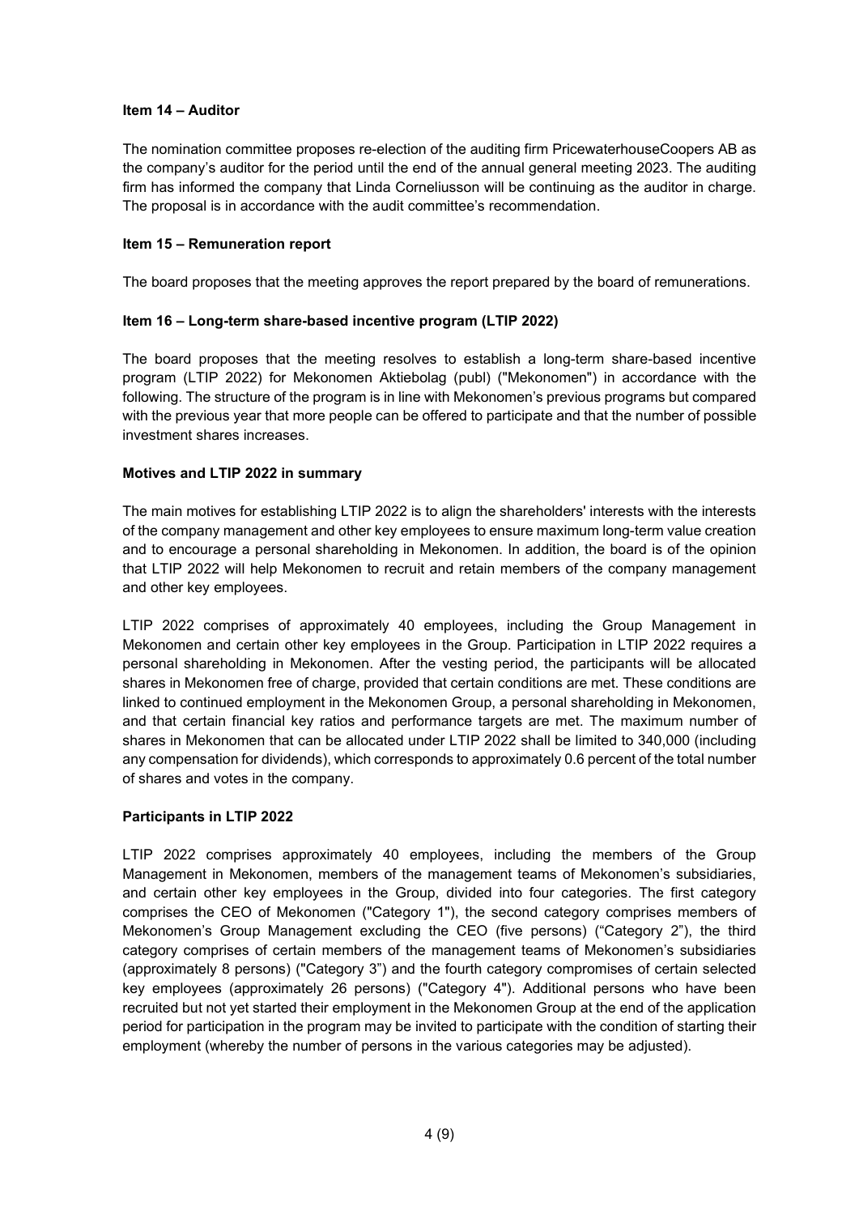**Item 14 – Auditor**

The nomination committee proposes re-election of the auditing firm PricewaterhouseCoopers AB as the company's auditor for the period until the end of the annual general meeting 2023. The auditing firm has informed the company that Linda Corneliusson will be continuing as the auditor in charge. The proposal is in accordance with the audit committee's recommendation.

**Item 15 – Remuneration report**

The board proposes that the meeting approves the report prepared by the board of remunerations.

**Item 16 – Long-term share-based incentive program (LTIP 2022)**

The board proposes that the meeting resolves to establish a long-term share-based incentive program (LTIP 2022) for Mekonomen Aktiebolag (publ) ("Mekonomen") in accordance with the following. The structure of the program is in line with Mekonomen's previous programs but compared with the previous year that more people can be offered to participate and that the number of possible investment shares increases.

**Motives and LTIP 2022 in summary**

The main motives for establishing LTIP 2022 is to align the shareholders' interests with the interests of the company management and other key employees to ensure maximum long-term value creation and to encourage a personal shareholding in Mekonomen. In addition, the board is of the opinion that LTIP 2022 will help Mekonomen to recruit and retain members of the company management and other key employees.

LTIP 2022 comprises of approximately 40 employees, including the Group Management in Mekonomen and certain other key employees in the Group. Participation in LTIP 2022 requires a personal shareholding in Mekonomen. After the vesting period, the participants will be allocated shares in Mekonomen free of charge, provided that certain conditions are met. These conditions are linked to continued employment in the Mekonomen Group, a personal shareholding in Mekonomen, and that certain financial key ratios and performance targets are met. The maximum number of shares in Mekonomen that can be allocated under LTIP 2022 shall be limited to 340,000 (including any compensation for dividends), which corresponds to approximately 0.6 percent of the total number of shares and votes in the company.

**Participants in LTIP 2022**

LTIP 2022 comprises approximately 40 employees, including the members of the Group Management in Mekonomen, members of the management teams of Mekonomen's subsidiaries, and certain other key employees in the Group, divided into four categories. The first category comprises the CEO of Mekonomen ("Category 1"), the second category comprises members of Mekonomen's Group Management excluding the CEO (five persons) ("Category 2"), the third category comprises of certain members of the management teams of Mekonomen's subsidiaries (approximately 8 persons) ("Category 3") and the fourth category compromises of certain selected key employees (approximately 26 persons) ("Category 4"). Additional persons who have been recruited but not yet started their employment in the Mekonomen Group at the end of the application period for participation in the program may be invited to participate with the condition of starting their employment (whereby the number of persons in the various categories may be adjusted).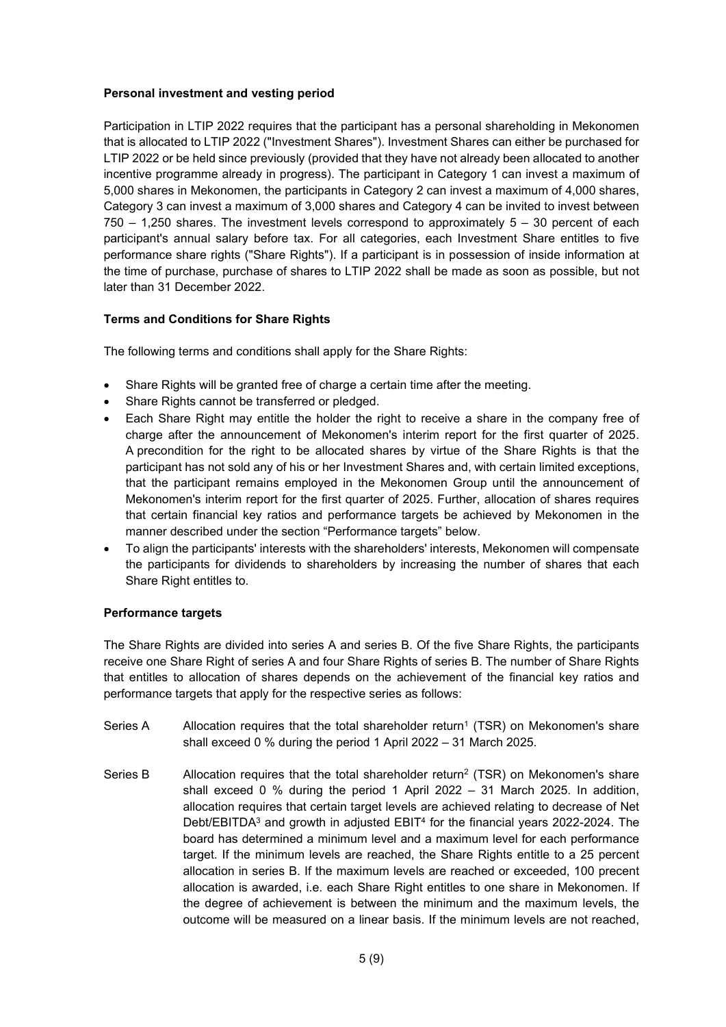**Personal investment and vesting period**

Participation in LTIP 2022 requires that the participant has a personal shareholding in Mekonomen that is allocated to LTIP 2022 ("Investment Shares"). Investment Shares can either be purchased for LTIP 2022 or be held since previously (provided that they have not already been allocated to another incentive programme already in progress). The participant in Category 1 can invest a maximum of 5,000 shares in Mekonomen, the participants in Category 2 can invest a maximum of 4,000 shares, Category 3 can invest a maximum of 3,000 shares and Category 4 can be invited to invest between 750 – 1,250 shares. The investment levels correspond to approximately 5 – 30 percent of each participant's annual salary before tax. For all categories, each Investment Share entitles to five performance share rights ("Share Rights"). If a participant is in possession of inside information at the time of purchase, purchase of shares to LTIP 2022 shall be made as soon as possible, but not later than 31 December 2022.

**Terms and Conditions for Share Rights**

The following terms and conditions shall apply for the Share Rights:

- Share Rights will be granted free of charge a certain time after the meeting.
- Share Rights cannot be transferred or pledged.
- Each Share Right may entitle the holder the right to receive a share in the company free of charge after the announcement of Mekonomen's interim report for the first quarter of 2025. A precondition for the right to be allocated shares by virtue of the Share Rights is that the participant has not sold any of his or her Investment Shares and, with certain limited exceptions, that the participant remains employed in the Mekonomen Group until the announcement of Mekonomen's interim report for the first quarter of 2025. Further, allocation of shares requires that certain financial key ratios and performance targets be achieved by Mekonomen in the manner described under the section "Performance targets" below.
- To align the participants' interests with the shareholders' interests, Mekonomen will compensate the participants for dividends to shareholders by increasing the number of shares that each Share Right entitles to.

**Performance targets**

The Share Rights are divided into series A and series B. Of the five Share Rights, the participants receive one Share Right of series A and four Share Rights of series B. The number of Share Rights that entitles to allocation of shares depends on the achievement of the financial key ratios and performance targets that apply for the respective series as follows:

Series A    Allocation requires that the total shareholder return[1] (TSR) on Mekonomen's share shall exceed 0 % during the period 1 April 2022 – 31 March 2025.

Series B    Allocation requires that the total shareholder return[2] (TSR) on Mekonomen's share shall exceed 0 % during the period 1 April 2022 – 31 March 2025. In addition, allocation requires that certain target levels are achieved relating to decrease of Net Debt/EBITDA[3] and growth in adjusted EBIT[4] for the financial years 2022-2024. The board has determined a minimum level and a maximum level for each performance target. If the minimum levels are reached, the Share Rights entitle to a 25 percent allocation in series B. If the maximum levels are reached or exceeded, 100 precent allocation is awarded, i.e. each Share Right entitles to one share in Mekonomen. If the degree of achievement is between the minimum and the maximum levels, the outcome will be measured on a linear basis. If the minimum levels are not reached,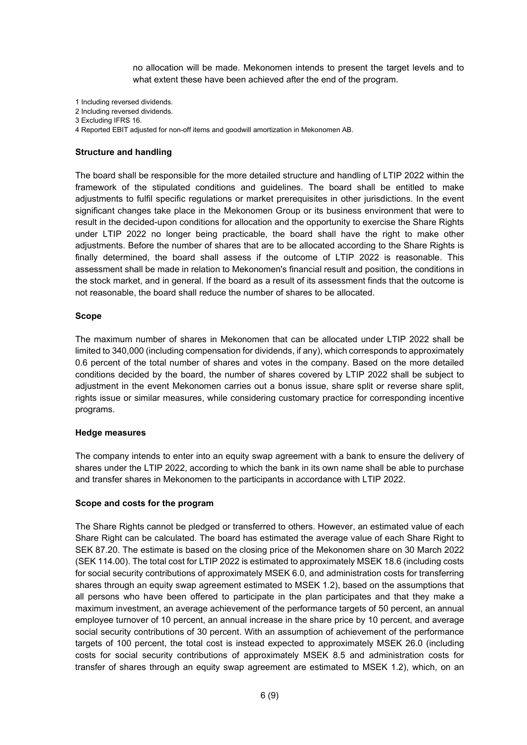no allocation will be made. Mekonomen intends to present the target levels and to what extent these have been achieved after the end of the program.

1 Including reversed dividends.
2 Including reversed dividends.
3 Excluding IFRS 16.
4 Reported EBIT adjusted for non-off items and goodwill amortization in Mekonomen AB.

**Structure and handling**

The board shall be responsible for the more detailed structure and handling of LTIP 2022 within the framework of the stipulated conditions and guidelines. The board shall be entitled to make adjustments to fulfil specific regulations or market prerequisites in other jurisdictions. In the event significant changes take place in the Mekonomen Group or its business environment that were to result in the decided-upon conditions for allocation and the opportunity to exercise the Share Rights under LTIP 2022 no longer being practicable, the board shall have the right to make other adjustments. Before the number of shares that are to be allocated according to the Share Rights is finally determined, the board shall assess if the outcome of LTIP 2022 is reasonable. This assessment shall be made in relation to Mekonomen's financial result and position, the conditions in the stock market, and in general. If the board as a result of its assessment finds that the outcome is not reasonable, the board shall reduce the number of shares to be allocated.

**Scope**

The maximum number of shares in Mekonomen that can be allocated under LTIP 2022 shall be limited to 340,000 (including compensation for dividends, if any), which corresponds to approximately 0.6 percent of the total number of shares and votes in the company. Based on the more detailed conditions decided by the board, the number of shares covered by LTIP 2022 shall be subject to adjustment in the event Mekonomen carries out a bonus issue, share split or reverse share split, rights issue or similar measures, while considering customary practice for corresponding incentive programs.

**Hedge measures**

The company intends to enter into an equity swap agreement with a bank to ensure the delivery of shares under the LTIP 2022, according to which the bank in its own name shall be able to purchase and transfer shares in Mekonomen to the participants in accordance with LTIP 2022.

**Scope and costs for the program**

The Share Rights cannot be pledged or transferred to others. However, an estimated value of each Share Right can be calculated. The board has estimated the average value of each Share Right to SEK 87.20. The estimate is based on the closing price of the Mekonomen share on 30 March 2022 (SEK 114.00). The total cost for LTIP 2022 is estimated to approximately MSEK 18.6 (including costs for social security contributions of approximately MSEK 6.0, and administration costs for transferring shares through an equity swap agreement estimated to MSEK 1.2), based on the assumptions that all persons who have been offered to participate in the plan participates and that they make a maximum investment, an average achievement of the performance targets of 50 percent, an annual employee turnover of 10 percent, an annual increase in the share price by 10 percent, and average social security contributions of 30 percent. With an assumption of achievement of the performance targets of 100 percent, the total cost is instead expected to approximately MSEK 26.0 (including costs for social security contributions of approximately MSEK 8.5 and administration costs for transfer of shares through an equity swap agreement are estimated to MSEK 1.2), which, on an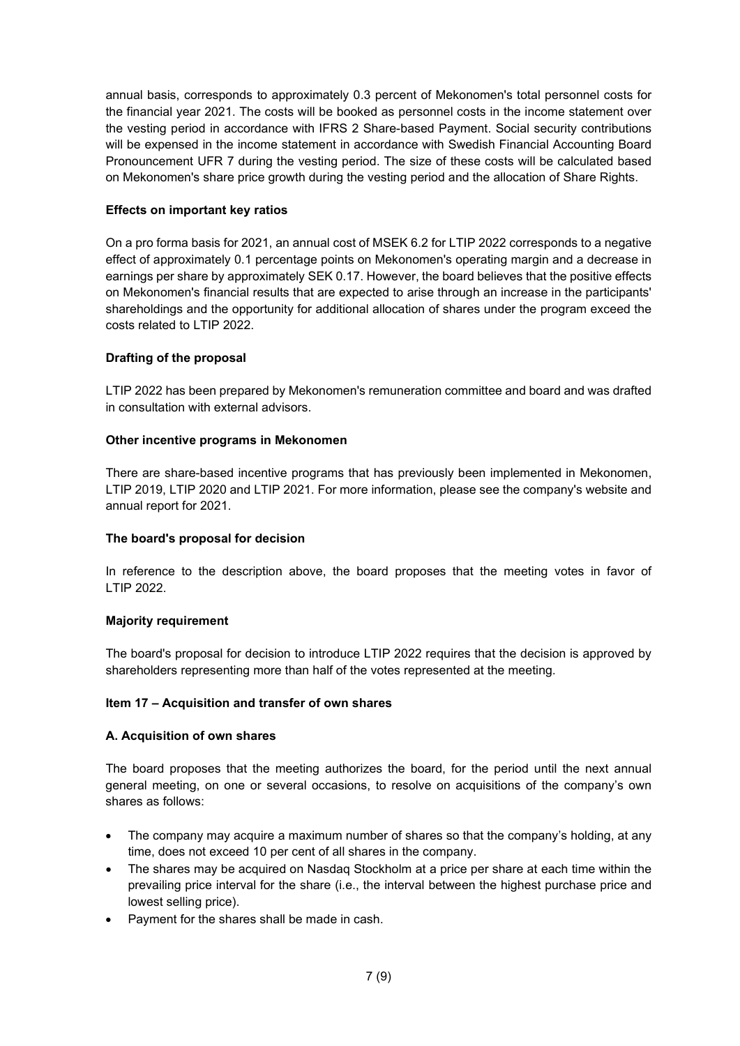annual basis, corresponds to approximately 0.3 percent of Mekonomen's total personnel costs for the financial year 2021. The costs will be booked as personnel costs in the income statement over the vesting period in accordance with IFRS 2 Share-based Payment. Social security contributions will be expensed in the income statement in accordance with Swedish Financial Accounting Board Pronouncement UFR 7 during the vesting period. The size of these costs will be calculated based on Mekonomen's share price growth during the vesting period and the allocation of Share Rights.

**Effects on important key ratios**

On a pro forma basis for 2021, an annual cost of MSEK 6.2 for LTIP 2022 corresponds to a negative effect of approximately 0.1 percentage points on Mekonomen's operating margin and a decrease in earnings per share by approximately SEK 0.17. However, the board believes that the positive effects on Mekonomen's financial results that are expected to arise through an increase in the participants' shareholdings and the opportunity for additional allocation of shares under the program exceed the costs related to LTIP 2022.

**Drafting of the proposal**

LTIP 2022 has been prepared by Mekonomen's remuneration committee and board and was drafted in consultation with external advisors.

**Other incentive programs in Mekonomen**

There are share-based incentive programs that has previously been implemented in Mekonomen, LTIP 2019, LTIP 2020 and LTIP 2021. For more information, please see the company's website and annual report for 2021.

**The board's proposal for decision**

In reference to the description above, the board proposes that the meeting votes in favor of LTIP 2022.

**Majority requirement**

The board's proposal for decision to introduce LTIP 2022 requires that the decision is approved by shareholders representing more than half of the votes represented at the meeting.

**Item 17 – Acquisition and transfer of own shares**

**A. Acquisition of own shares**

The board proposes that the meeting authorizes the board, for the period until the next annual general meeting, on one or several occasions, to resolve on acquisitions of the company's own shares as follows:

- The company may acquire a maximum number of shares so that the company's holding, at any time, does not exceed 10 per cent of all shares in the company.
- The shares may be acquired on Nasdaq Stockholm at a price per share at each time within the prevailing price interval for the share (i.e., the interval between the highest purchase price and lowest selling price).
- Payment for the shares shall be made in cash.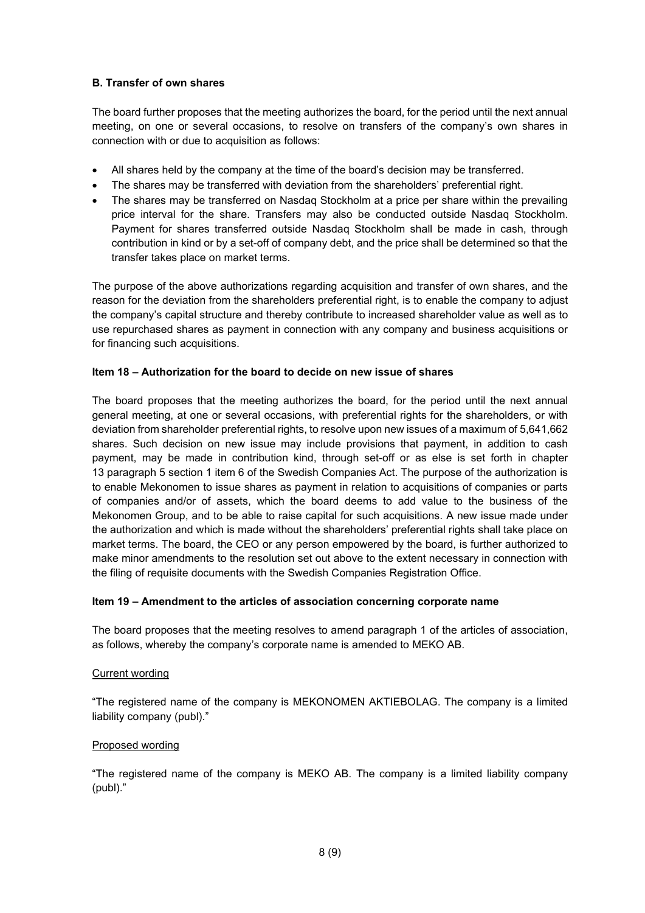**B. Transfer of own shares**

The board further proposes that the meeting authorizes the board, for the period until the next annual meeting, on one or several occasions, to resolve on transfers of the company's own shares in connection with or due to acquisition as follows:

- All shares held by the company at the time of the board's decision may be transferred.
- The shares may be transferred with deviation from the shareholders' preferential right.
- The shares may be transferred on Nasdaq Stockholm at a price per share within the prevailing price interval for the share. Transfers may also be conducted outside Nasdaq Stockholm. Payment for shares transferred outside Nasdaq Stockholm shall be made in cash, through contribution in kind or by a set-off of company debt, and the price shall be determined so that the transfer takes place on market terms.

The purpose of the above authorizations regarding acquisition and transfer of own shares, and the reason for the deviation from the shareholders preferential right, is to enable the company to adjust the company's capital structure and thereby contribute to increased shareholder value as well as to use repurchased shares as payment in connection with any company and business acquisitions or for financing such acquisitions.

**Item 18 – Authorization for the board to decide on new issue of shares**

The board proposes that the meeting authorizes the board, for the period until the next annual general meeting, at one or several occasions, with preferential rights for the shareholders, or with deviation from shareholder preferential rights, to resolve upon new issues of a maximum of 5,641,662 shares. Such decision on new issue may include provisions that payment, in addition to cash payment, may be made in contribution kind, through set-off or as else is set forth in chapter 13 paragraph 5 section 1 item 6 of the Swedish Companies Act. The purpose of the authorization is to enable Mekonomen to issue shares as payment in relation to acquisitions of companies or parts of companies and/or of assets, which the board deems to add value to the business of the Mekonomen Group, and to be able to raise capital for such acquisitions. A new issue made under the authorization and which is made without the shareholders' preferential rights shall take place on market terms. The board, the CEO or any person empowered by the board, is further authorized to make minor amendments to the resolution set out above to the extent necessary in connection with the filing of requisite documents with the Swedish Companies Registration Office.

**Item 19 – Amendment to the articles of association concerning corporate name**

The board proposes that the meeting resolves to amend paragraph 1 of the articles of association, as follows, whereby the company's corporate name is amended to MEKO AB.

Current wording

"The registered name of the company is MEKONOMEN AKTIEBOLAG. The company is a limited liability company (publ)."

Proposed wording

"The registered name of the company is MEKO AB. The company is a limited liability company (publ)."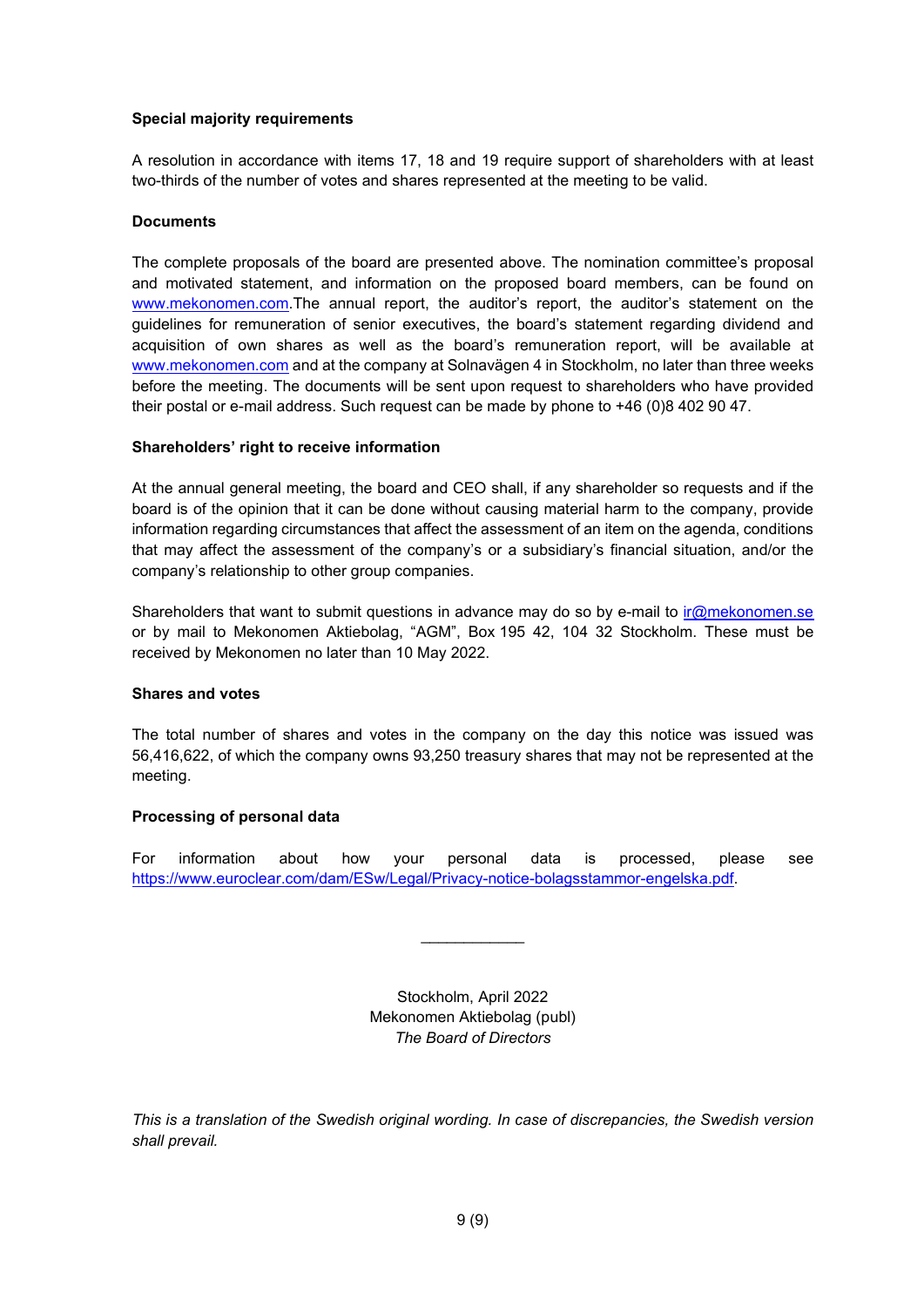**Special majority requirements**

A resolution in accordance with items 17, 18 and 19 require support of shareholders with at least two-thirds of the number of votes and shares represented at the meeting to be valid.

**Documents**

The complete proposals of the board are presented above. The nomination committee's proposal and motivated statement, and information on the proposed board members, can be found on www.mekonomen.com.The annual report, the auditor's report, the auditor's statement on the guidelines for remuneration of senior executives, the board's statement regarding dividend and acquisition of own shares as well as the board's remuneration report, will be available at www.mekonomen.com and at the company at Solnavägen 4 in Stockholm, no later than three weeks before the meeting. The documents will be sent upon request to shareholders who have provided their postal or e-mail address. Such request can be made by phone to +46 (0)8 402 90 47.

**Shareholders' right to receive information**

At the annual general meeting, the board and CEO shall, if any shareholder so requests and if the board is of the opinion that it can be done without causing material harm to the company, provide information regarding circumstances that affect the assessment of an item on the agenda, conditions that may affect the assessment of the company's or a subsidiary's financial situation, and/or the company's relationship to other group companies.

Shareholders that want to submit questions in advance may do so by e-mail to ir@mekonomen.se or by mail to Mekonomen Aktiebolag, "AGM", Box 195 42, 104 32 Stockholm. These must be received by Mekonomen no later than 10 May 2022.

**Shares and votes**

The total number of shares and votes in the company on the day this notice was issued was 56,416,622, of which the company owns 93,250 treasury shares that may not be represented at the meeting.

**Processing of personal data**

For information about how your personal data is processed, please see https://www.euroclear.com/dam/ESw/Legal/Privacy-notice-bolagsstammor-engelska.pdf.

___________

Stockholm, April 2022
Mekonomen Aktiebolag (publ)
*The Board of Directors*

*This is a translation of the Swedish original wording. In case of discrepancies, the Swedish version shall prevail.*